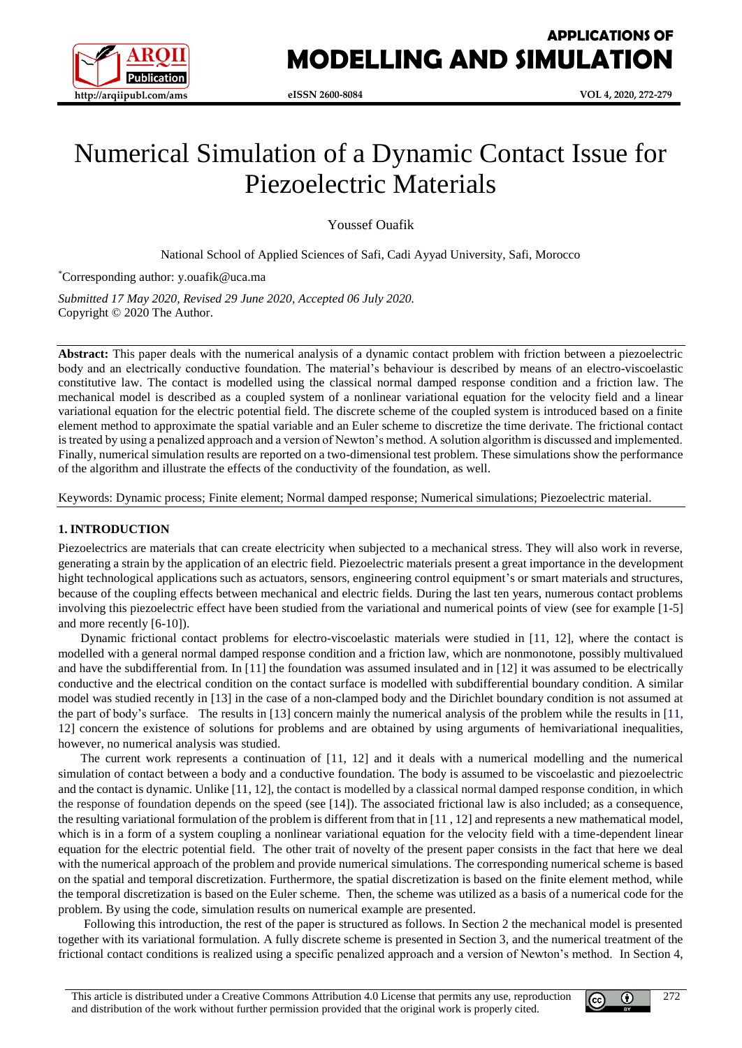# Numerical Simulation of a Dynamic Contact Issue for Piezoelectric Materials

Youssef Ouafik

National School of Applied Sciences of Safi, Cadi Ayyad University, Safi, Morocco

*Corresponding author: y.ouafik@uca.ma

*Submitted 17 May 2020, Revised 29 June 2020, Accepted 06 July 2020.*
Copyright © 2020 The Author.

**Abstract:** This paper deals with the numerical analysis of a dynamic contact problem with friction between a piezoelectric body and an electrically conductive foundation. The material's behaviour is described by means of an electro-viscoelastic constitutive law. The contact is modelled using the classical normal damped response condition and a friction law. The mechanical model is described as a coupled system of a nonlinear variational equation for the velocity field and a linear variational equation for the electric potential field. The discrete scheme of the coupled system is introduced based on a finite element method to approximate the spatial variable and an Euler scheme to discretize the time derivate. The frictional contact is treated by using a penalized approach and a version of Newton's method. A solution algorithm is discussed and implemented. Finally, numerical simulation results are reported on a two-dimensional test problem. These simulations show the performance of the algorithm and illustrate the effects of the conductivity of the foundation, as well.

Keywords: Dynamic process; Finite element; Normal damped response; Numerical simulations; Piezoelectric material.

## 1. INTRODUCTION

Piezoelectrics are materials that can create electricity when subjected to a mechanical stress. They will also work in reverse, generating a strain by the application of an electric field. Piezoelectric materials present a great importance in the development hight technological applications such as actuators, sensors, engineering control equipment's or smart materials and structures, because of the coupling effects between mechanical and electric fields. During the last ten years, numerous contact problems involving this piezoelectric effect have been studied from the variational and numerical points of view (see for example [1-5] and more recently [6-10]).

Dynamic frictional contact problems for electro-viscoelastic materials were studied in [11, 12], where the contact is modelled with a general normal damped response condition and a friction law, which are nonmonotone, possibly multivalued and have the subdifferential from. In [11] the foundation was assumed insulated and in [12] it was assumed to be electrically conductive and the electrical condition on the contact surface is modelled with subdifferential boundary condition. A similar model was studied recently in [13] in the case of a non-clamped body and the Dirichlet boundary condition is not assumed at the part of body's surface. The results in [13] concern mainly the numerical analysis of the problem while the results in [11, 12] concern the existence of solutions for problems and are obtained by using arguments of hemivariational inequalities, however, no numerical analysis was studied.

The current work represents a continuation of [11, 12] and it deals with a numerical modelling and the numerical simulation of contact between a body and a conductive foundation. The body is assumed to be viscoelastic and piezoelectric and the contact is dynamic. Unlike [11, 12], the contact is modelled by a classical normal damped response condition, in which the response of foundation depends on the speed (see [14]). The associated frictional law is also included; as a consequence, the resulting variational formulation of the problem is different from that in [11 , 12] and represents a new mathematical model, which is in a form of a system coupling a nonlinear variational equation for the velocity field with a time-dependent linear equation for the electric potential field. The other trait of novelty of the present paper consists in the fact that here we deal with the numerical approach of the problem and provide numerical simulations. The corresponding numerical scheme is based on the spatial and temporal discretization. Furthermore, the spatial discretization is based on the finite element method, while the temporal discretization is based on the Euler scheme. Then, the scheme was utilized as a basis of a numerical code for the problem. By using the code, simulation results on numerical example are presented.

Following this introduction, the rest of the paper is structured as follows. In Section 2 the mechanical model is presented together with its variational formulation. A fully discrete scheme is presented in Section 3, and the numerical treatment of the frictional contact conditions is realized using a specific penalized approach and a version of Newton's method. In Section 4,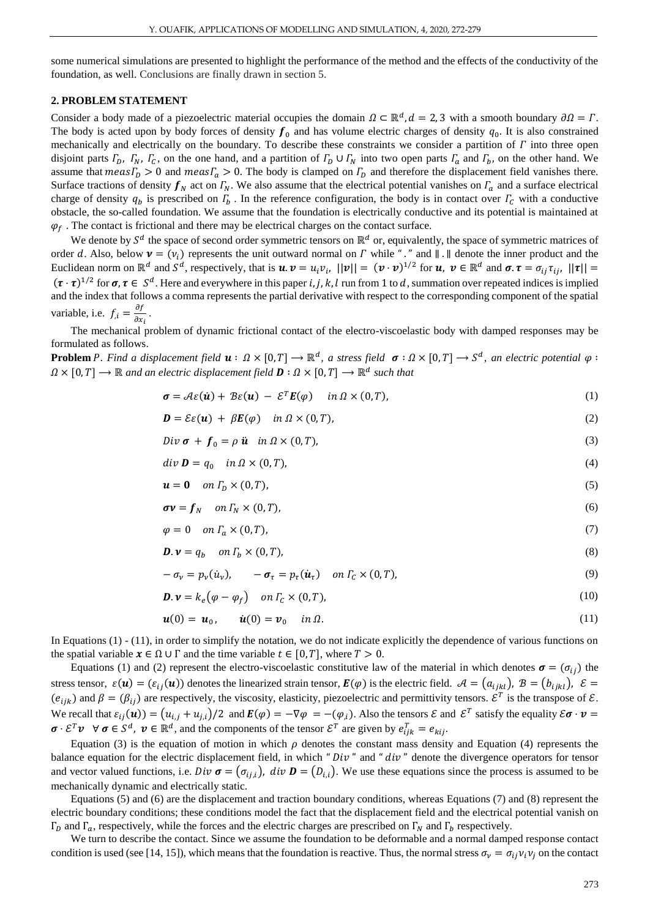some numerical simulations are presented to highlight the performance of the method and the effects of the conductivity of the foundation, as well. Conclusions are finally drawn in section 5.

## 2. PROBLEM STATEMENT

Consider a body made of a piezoelectric material occupies the domain $\Omega \subset \mathbb{R}^d, d = 2, 3$ with a smooth boundary $\partial\Omega = \Gamma$. The body is acted upon by body forces of density $\boldsymbol{f}_0$ and has volume electric charges of density $q_0$. It is also constrained mechanically and electrically on the boundary. To describe these constraints we consider a partition of $\Gamma$ into three open disjoint parts $\Gamma_D$, $\Gamma_N$, $\Gamma_C$, on the one hand, and a partition of $\Gamma_D \cup \Gamma_N$ into two open parts $\Gamma_a$ and $\Gamma_b$, on the other hand. We assume that $meas\Gamma_D > 0$ and $meas\Gamma_a > 0$. The body is clamped on $\Gamma_D$ and therefore the displacement field vanishes there. Surface tractions of density $\boldsymbol{f}_N$ act on $\Gamma_N$. We also assume that the electrical potential vanishes on $\Gamma_a$ and a surface electrical charge of density $q_b$ is prescribed on $\Gamma_b$ . In the reference configuration, the body is in contact over $\Gamma_C$ with a conductive obstacle, the so-called foundation. We assume that the foundation is electrically conductive and its potential is maintained at $\varphi_f$ . The contact is frictional and there may be electrical charges on the contact surface.

We denote by $S^d$ the space of second order symmetric tensors on $\mathbb{R}^d$ or, equivalently, the space of symmetric matrices of order $d$. Also, below $\boldsymbol{\nu} = (\nu_i)$ represents the unit outward normal on $\Gamma$ while " . " and $\|.\|$ denote the inner product and the Euclidean norm on $\mathbb{R}^d$ and $S^d$, respectively, that is $\boldsymbol{u}.\boldsymbol{v} = u_i v_i$, $||\boldsymbol{v}|| = (\boldsymbol{v} \cdot \boldsymbol{v})^{1/2}$ for $\boldsymbol{u}$, $\boldsymbol{v} \in \mathbb{R}^d$ and $\boldsymbol{\sigma}.\boldsymbol{\tau} = \sigma_{ij}\tau_{ij}$, $||\boldsymbol{\tau}|| = (\boldsymbol{\tau} \cdot \boldsymbol{\tau})^{1/2}$ for $\boldsymbol{\sigma}, \boldsymbol{\tau} \in S^d$. Here and everywhere in this paper $i, j, k, l$ run from 1 to $d$, summation over repeated indices is implied and the index that follows a comma represents the partial derivative with respect to the corresponding component of the spatial variable, i.e. $f_{,i} = \frac{\partial f}{\partial x_i}$.

The mechanical problem of dynamic frictional contact of the electro-viscoelastic body with damped responses may be formulated as follows.

**Problem** $P$. *Find a displacement field* $\boldsymbol{u} : \Omega \times [0,T] \longrightarrow \mathbb{R}^d$*, a stress field* $\boldsymbol{\sigma} : \Omega \times [0,T] \longrightarrow S^d$*, an electric potential* $\varphi :$ $\Omega \times [0,T] \longrightarrow \mathbb{R}$ *and an electric displacement field* $\boldsymbol{D} : \Omega \times [0,T] \longrightarrow \mathbb{R}^d$ *such that*

$$\boldsymbol{\sigma} = \mathcal{A}\varepsilon(\dot{\boldsymbol{u}}) + \mathcal{B}\varepsilon(\boldsymbol{u}) - \mathcal{E}^T\boldsymbol{E}(\varphi) \quad in\ \Omega \times (0,T), \tag{1}$$

$$\boldsymbol{D} = \mathcal{E}\varepsilon(\boldsymbol{u}) + \beta\boldsymbol{E}(\varphi) \quad in\ \Omega \times (0,T), \tag{2}$$

$$Div\ \boldsymbol{\sigma} + \boldsymbol{f}_0 = \rho\ \ddot{\boldsymbol{u}} \quad in\ \Omega \times (0,T), \tag{3}$$

$$div\ \boldsymbol{D} = q_0 \quad in\ \Omega \times (0,T), \tag{4}$$

$$\boldsymbol{u} = \boldsymbol{0} \quad on\ \Gamma_D \times (0,T), \tag{5}$$

$$\boldsymbol{\sigma\nu} = \boldsymbol{f}_N \quad on\ \Gamma_N \times (0,T), \tag{6}$$

$$\varphi = 0 \quad on\ \Gamma_a \times (0,T), \tag{7}$$

$$\boldsymbol{D}.\boldsymbol{\nu} = q_b \quad on\ \Gamma_b \times (0,T), \tag{8}$$

$$-\sigma_\nu = p_\nu(\dot{u}_\nu), \qquad -\boldsymbol{\sigma}_\tau = p_\tau(\dot{\boldsymbol{u}}_\tau) \quad on\ \Gamma_C \times (0,T), \tag{9}$$

$$\boldsymbol{D}.\boldsymbol{\nu} = k_e(\varphi - \varphi_f) \quad on\ \Gamma_C \times (0,T), \tag{10}$$

$$\boldsymbol{u}(0) = \boldsymbol{u}_0, \qquad \dot{\boldsymbol{u}}(0) = \boldsymbol{v}_0 \quad in\ \Omega. \tag{11}$$

In Equations (1) - (11), in order to simplify the notation, we do not indicate explicitly the dependence of various functions on the spatial variable $\boldsymbol{x} \in \Omega \cup \Gamma$ and the time variable $t \in [0,T]$, where $T > 0$.

Equations (1) and (2) represent the electro-viscoelastic constitutive law of the material in which denotes $\boldsymbol{\sigma} = (\sigma_{ij})$ the stress tensor, $\varepsilon(\boldsymbol{u}) = (\varepsilon_{ij}(\boldsymbol{u}))$ denotes the linearized strain tensor, $\boldsymbol{E}(\varphi)$ is the electric field. $\mathcal{A} = (a_{ijkl})$, $\mathcal{B} = (b_{ijkl})$, $\mathcal{E} = (e_{ijk})$ and $\beta = (\beta_{ij})$ are respectively, the viscosity, elasticity, piezoelectric and permittivity tensors. $\mathcal{E}^T$ is the transpose of $\mathcal{E}$. We recall that $\varepsilon_{ij}(\boldsymbol{u})) = (u_{i,j} + u_{j,i})/2$ and $\boldsymbol{E}(\varphi) = -\nabla\varphi = -(\varphi_{,i})$. Also the tensors $\mathcal{E}$ and $\mathcal{E}^T$ satisfy the equality $\mathcal{E}\boldsymbol{\sigma} \cdot \boldsymbol{v} = \boldsymbol{\sigma} \cdot \mathcal{E}^T\boldsymbol{v} \quad \forall\ \boldsymbol{\sigma} \in S^d,\ \boldsymbol{v} \in \mathbb{R}^d$, and the components of the tensor $\mathcal{E}^T$ are given by $e^T_{ijk} = e_{kij}$.

Equation (3) is the equation of motion in which $\rho$ denotes the constant mass density and Equation (4) represents the balance equation for the electric displacement field, in which " $Div$ " and " $div$ " denote the divergence operators for tensor and vector valued functions, i.e. $Div\ \boldsymbol{\sigma} = (\sigma_{ij,j})$, $div\ \boldsymbol{D} = (D_{i,i})$. We use these equations since the process is assumed to be mechanically dynamic and electrically static.

Equations (5) and (6) are the displacement and traction boundary conditions, whereas Equations (7) and (8) represent the electric boundary conditions; these conditions model the fact that the displacement field and the electrical potential vanish on $\Gamma_D$ and $\Gamma_a$, respectively, while the forces and the electric charges are prescribed on $\Gamma_N$ and $\Gamma_b$ respectively.

We turn to describe the contact. Since we assume the foundation to be deformable and a normal damped response contact condition is used (see [14, 15]), which means that the foundation is reactive. Thus, the normal stress $\sigma_\nu = \sigma_{ij}\nu_i\nu_j$ on the contact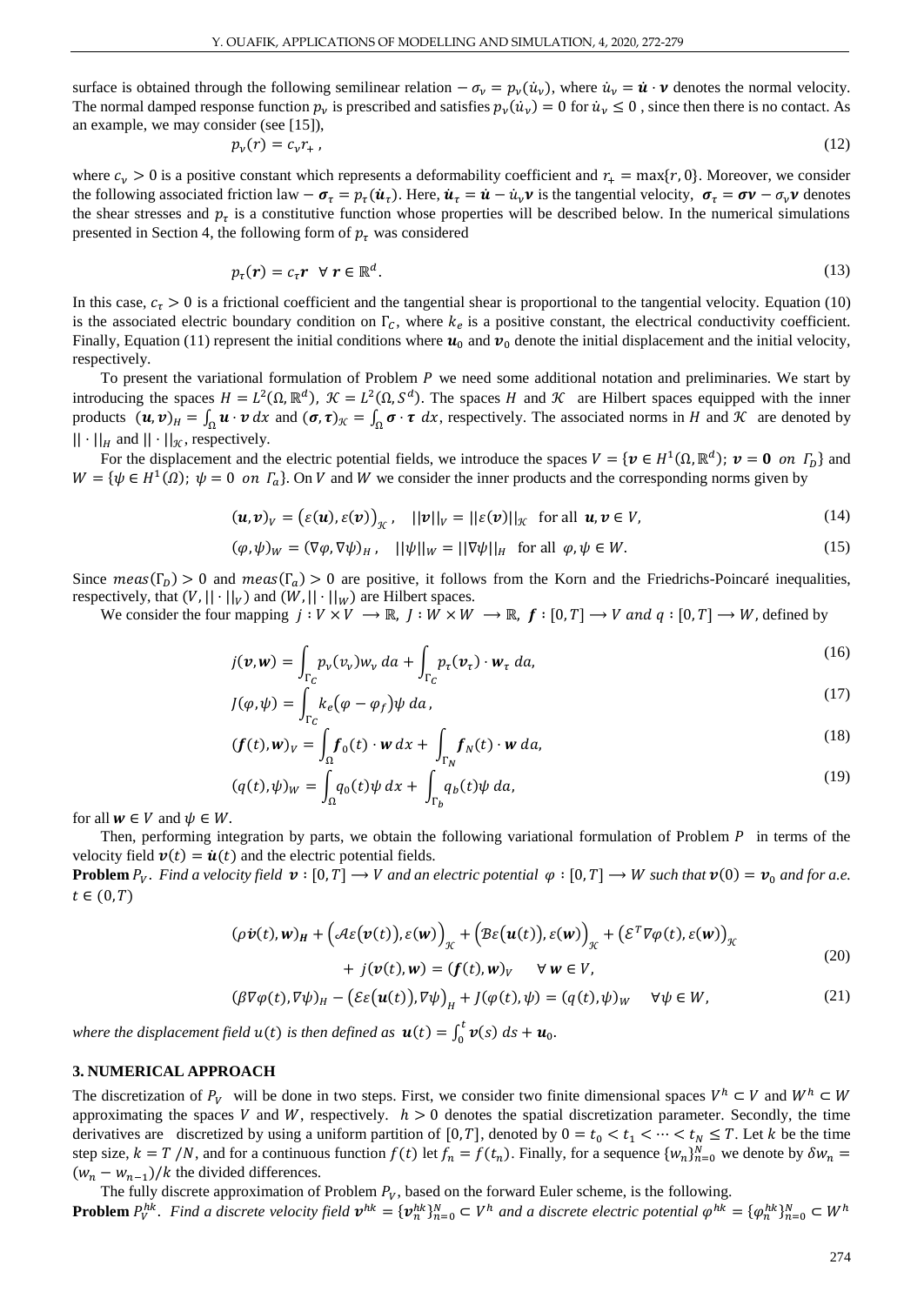surface is obtained through the following semilinear relation $-\sigma_\nu = p_\nu(\dot{u}_\nu)$, where $\dot{u}_\nu = \dot{\boldsymbol{u}} \cdot \boldsymbol{\nu}$ denotes the normal velocity. The normal damped response function $p_\nu$ is prescribed and satisfies $p_\nu(\dot{u}_\nu) = 0$ for $\dot{u}_\nu \leq 0$ , since then there is no contact. As an example, we may consider (see [15]),

$$p_\nu(r) = c_\nu r_+ , \tag{12}$$

where $c_\nu > 0$ is a positive constant which represents a deformability coefficient and $r_+ = \max\{r, 0\}$. Moreover, we consider the following associated friction law $-\boldsymbol{\sigma}_\tau = p_\tau(\dot{\boldsymbol{u}}_\tau)$. Here, $\dot{\boldsymbol{u}}_\tau = \dot{\boldsymbol{u}} - \dot{u}_\nu \boldsymbol{\nu}$ is the tangential velocity, $\boldsymbol{\sigma}_\tau = \boldsymbol{\sigma\nu} - \sigma_\nu \boldsymbol{\nu}$ denotes the shear stresses and $p_\tau$ is a constitutive function whose properties will be described below. In the numerical simulations presented in Section 4, the following form of $p_\tau$ was considered

$$p_\tau(\boldsymbol{r}) = c_\tau \boldsymbol{r} \quad \forall\, \boldsymbol{r} \in \mathbb{R}^d. \tag{13}$$

In this case, $c_\tau > 0$ is a frictional coefficient and the tangential shear is proportional to the tangential velocity. Equation (10) is the associated electric boundary condition on $\Gamma_C$, where $k_e$ is a positive constant, the electrical conductivity coefficient. Finally, Equation (11) represent the initial conditions where $\boldsymbol{u}_0$ and $\boldsymbol{v}_0$ denote the initial displacement and the initial velocity, respectively.

To present the variational formulation of Problem $P$ we need some additional notation and preliminaries. We start by introducing the spaces $H = L^2(\Omega, \mathbb{R}^d)$, $\mathcal{K} = L^2(\Omega, S^d)$. The spaces $H$ and $\mathcal{K}$ are Hilbert spaces equipped with the inner products $(\boldsymbol{u}, \boldsymbol{v})_H = \int_\Omega \boldsymbol{u} \cdot \boldsymbol{v}\, dx$ and $(\boldsymbol{\sigma}, \boldsymbol{\tau})_{\mathcal{K}} = \int_\Omega \boldsymbol{\sigma} \cdot \boldsymbol{\tau}\, dx$, respectively. The associated norms in $H$ and $\mathcal{K}$ are denoted by $||\cdot||_H$ and $||\cdot||_{\mathcal{K}}$, respectively.

For the displacement and the electric potential fields, we introduce the spaces $V = \{\boldsymbol{v} \in H^1(\Omega, \mathbb{R}^d);\ \boldsymbol{v} = \boldsymbol{0}\ \ on\ \Gamma_D\}$ and $W = \{\psi \in H^1(\Omega);\ \psi = 0\ \ on\ \Gamma_a\}$. On $V$ and $W$ we consider the inner products and the corresponding norms given by

$$(\boldsymbol{u}, \boldsymbol{v})_V = \big(\varepsilon(\boldsymbol{u}), \varepsilon(\boldsymbol{v})\big)_{\mathcal{K}}, \quad ||\boldsymbol{v}||_V = ||\varepsilon(\boldsymbol{v})||_{\mathcal{K}} \quad \text{for all } \boldsymbol{u}, \boldsymbol{v} \in V, \tag{14}$$

$$(\varphi, \psi)_W = (\nabla\varphi, \nabla\psi)_H, \quad ||\psi||_W = ||\nabla\psi||_H \quad \text{for all } \varphi, \psi \in W. \tag{15}$$

Since $meas(\Gamma_D) > 0$ and $meas(\Gamma_a) > 0$ are positive, it follows from the Korn and the Friedrichs-Poincaré inequalities, respectively, that $(V, ||\cdot||_V)$ and $(W, ||\cdot||_W)$ are Hilbert spaces.

We consider the four mapping $j : V \times V \longrightarrow \mathbb{R}$, $J : W \times W \longrightarrow \mathbb{R}$, $\boldsymbol{f} : [0, T] \longrightarrow V$ and $q : [0, T] \longrightarrow W$, defined by

$$j(\boldsymbol{v}, \boldsymbol{w}) = \int_{\Gamma_C} p_\nu(v_\nu) w_\nu\, da + \int_{\Gamma_C} p_\tau(\boldsymbol{v}_\tau) \cdot \boldsymbol{w}_\tau\, da, \tag{16}$$

$$J(\varphi, \psi) = \int_{\Gamma_C} k_e(\varphi - \varphi_f)\psi\, da, \tag{17}$$

$$(\boldsymbol{f}(t), \boldsymbol{w})_V = \int_\Omega \boldsymbol{f}_0(t) \cdot \boldsymbol{w}\, dx + \int_{\Gamma_N} \boldsymbol{f}_N(t) \cdot \boldsymbol{w}\, da, \tag{18}$$

$$(q(t), \psi)_W = \int_\Omega q_0(t)\psi\, dx + \int_{\Gamma_b} q_b(t)\psi\, da, \tag{19}$$

for all $\boldsymbol{w} \in V$ and $\psi \in W$.

Then, performing integration by parts, we obtain the following variational formulation of Problem $P$ in terms of the velocity field $\boldsymbol{v}(t) = \dot{\boldsymbol{u}}(t)$ and the electric potential fields.

**Problem** $P_V$. *Find a velocity field* $\boldsymbol{v} : [0, T] \longrightarrow V$ *and an electric potential* $\varphi : [0, T] \longrightarrow W$ *such that* $\boldsymbol{v}(0) = \boldsymbol{v}_0$ *and for a.e.* $t \in (0, T)$

$$\begin{aligned}(\rho\dot{\boldsymbol{v}}(t), \boldsymbol{w})_{\boldsymbol{H}} + \big(\mathcal{A}\varepsilon(\boldsymbol{v}(t)), \varepsilon(\boldsymbol{w})\big)_{\mathcal{K}} + \big(\mathcal{B}\varepsilon(\boldsymbol{u}(t)), \varepsilon(\boldsymbol{w})\big)_{\mathcal{K}} + \big(\mathcal{E}^T\nabla\varphi(t), \varepsilon(\boldsymbol{w})\big)_{\mathcal{K}} \\ + j(\boldsymbol{v}(t), \boldsymbol{w}) = (\boldsymbol{f}(t), \boldsymbol{w})_V \quad \forall\, \boldsymbol{w} \in V,\end{aligned} \tag{20}$$

$$(\beta\nabla\varphi(t), \nabla\psi)_H - \big(\mathcal{E}\varepsilon(\boldsymbol{u}(t)), \nabla\psi\big)_H + J(\varphi(t), \psi) = (q(t), \psi)_W \quad \forall \psi \in W, \tag{21}$$

*where the displacement field* $u(t)$ *is then defined as* $\boldsymbol{u}(t) = \int_0^t \boldsymbol{v}(s)\, ds + \boldsymbol{u}_0$.

## 3. NUMERICAL APPROACH

The discretization of $P_V$ will be done in two steps. First, we consider two finite dimensional spaces $V^h \subset V$ and $W^h \subset W$ approximating the spaces $V$ and $W$, respectively. $h > 0$ denotes the spatial discretization parameter. Secondly, the time derivatives are discretized by using a uniform partition of $[0, T]$, denoted by $0 = t_0 < t_1 < \cdots < t_N \leq T$. Let $k$ be the time step size, $k = T/N$, and for a continuous function $f(t)$ let $f_n = f(t_n)$. Finally, for a sequence $\{w_n\}_{n=0}^N$ we denote by $\delta w_n = (w_n - w_{n-1})/k$ the divided differences.

The fully discrete approximation of Problem $P_V$, based on the forward Euler scheme, is the following.

**Problem** $P_V^{hk}$. *Find a discrete velocity field* $\boldsymbol{v}^{hk} = \{\boldsymbol{v}_n^{hk}\}_{n=0}^N \subset V^h$ *and a discrete electric potential* $\varphi^{hk} = \{\varphi_n^{hk}\}_{n=0}^N \subset W^h$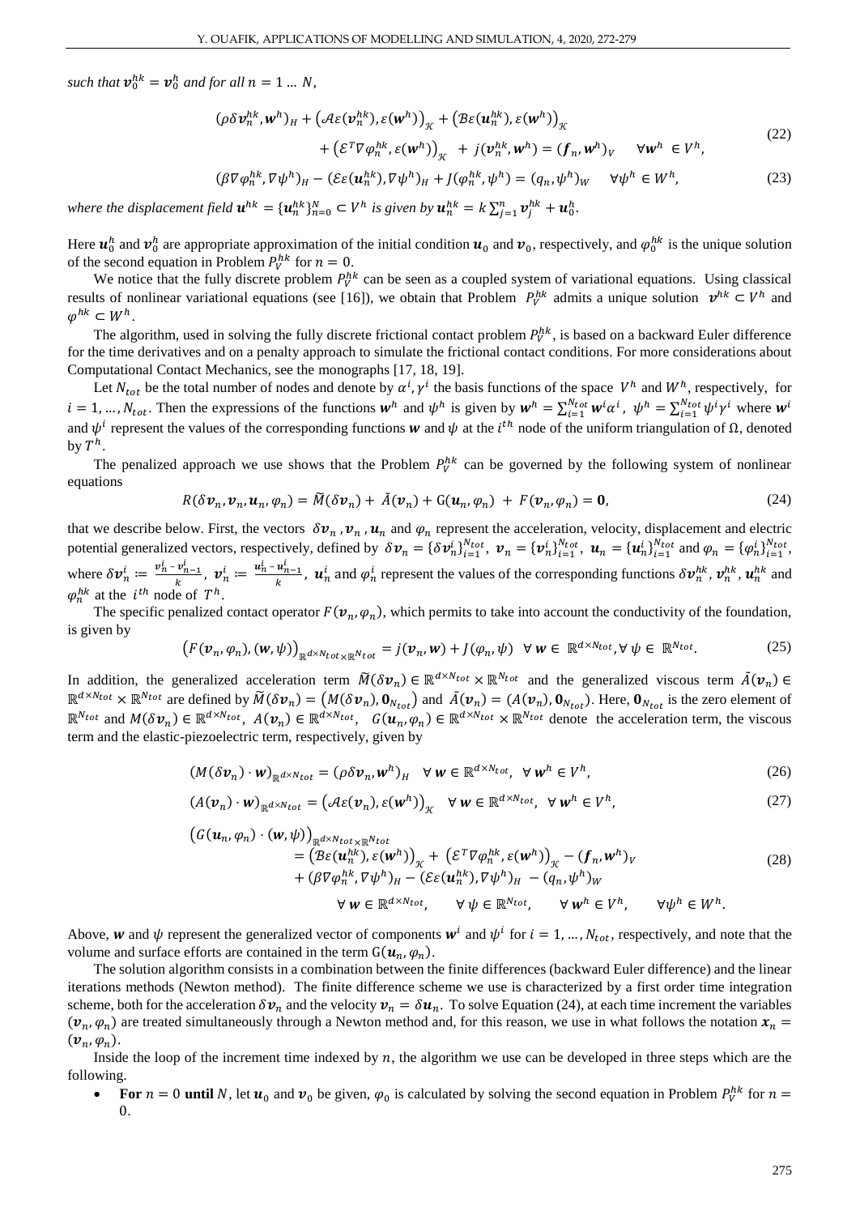*such that* $\boldsymbol{v}_0^{hk} = \boldsymbol{v}_0^h$ *and for all* $n = 1 \ldots N$,

$$
\begin{aligned}
(\rho \delta \boldsymbol{v}_n^{hk}, \boldsymbol{w}^h)_H + \left(\mathcal{A}\varepsilon(\boldsymbol{v}_n^{hk}), \varepsilon(\boldsymbol{w}^h)\right)_{\mathcal{H}} + \left(\mathcal{B}\varepsilon(\boldsymbol{u}_n^{hk}), \varepsilon(\boldsymbol{w}^h)\right)_{\mathcal{H}} \\
+ \left(\mathcal{E}^T \nabla \varphi_n^{hk}, \varepsilon(\boldsymbol{w}^h)\right)_{\mathcal{H}} + j(\boldsymbol{v}_n^{hk}, \boldsymbol{w}^h) = (\boldsymbol{f}_n, \boldsymbol{w}^h)_V \quad \forall \boldsymbol{w}^h \in V^h,
\end{aligned}
\tag{22}
$$

$$
(\beta \nabla \varphi_n^{hk}, \nabla \psi^h)_H - (\mathcal{E}\varepsilon(\boldsymbol{u}_n^{hk}), \nabla \psi^h)_H + J(\varphi_n^{hk}, \psi^h) = (q_n, \psi^h)_W \quad \forall \psi^h \in W^h, \tag{23}
$$

*where the displacement field* $\boldsymbol{u}^{hk} = \{\boldsymbol{u}_n^{hk}\}_{n=0}^N \subset V^h$ *is given by* $\boldsymbol{u}_n^{hk} = k \sum_{j=1}^n \boldsymbol{v}_j^{hk} + \boldsymbol{u}_0^h$.

Here $\boldsymbol{u}_0^h$ and $\boldsymbol{v}_0^h$ are appropriate approximation of the initial condition $\boldsymbol{u}_0$ and $\boldsymbol{v}_0$, respectively, and $\varphi_0^{hk}$ is the unique solution of the second equation in Problem $P_V^{hk}$ for $n = 0$.

We notice that the fully discrete problem $P_V^{hk}$ can be seen as a coupled system of variational equations. Using classical results of nonlinear variational equations (see [16]), we obtain that Problem $P_V^{hk}$ admits a unique solution $\boldsymbol{v}^{hk} \subset V^h$ and $\varphi^{hk} \subset W^h$.

The algorithm, used in solving the fully discrete frictional contact problem $P_V^{hk}$, is based on a backward Euler difference for the time derivatives and on a penalty approach to simulate the frictional contact conditions. For more considerations about Computational Contact Mechanics, see the monographs [17, 18, 19].

Let $N_{tot}$ be the total number of nodes and denote by $\alpha^i, \gamma^i$ the basis functions of the space $V^h$ and $W^h$, respectively, for $i = 1, \ldots, N_{tot}$. Then the expressions of the functions $\boldsymbol{w}^h$ and $\psi^h$ is given by $\boldsymbol{w}^h = \sum_{i=1}^{N_{tot}} \boldsymbol{w}^i \alpha^i$, $\psi^h = \sum_{i=1}^{N_{tot}} \psi^i \gamma^i$ where $\boldsymbol{w}^i$ and $\psi^i$ represent the values of the corresponding functions $\boldsymbol{w}$ and $\psi$ at the $i^{th}$ node of the uniform triangulation of $\Omega$, denoted by $T^h$.

The penalized approach we use shows that the Problem $P_V^{hk}$ can be governed by the following system of nonlinear equations

$$
R(\delta \boldsymbol{v}_n, \boldsymbol{v}_n, \boldsymbol{u}_n, \varphi_n) = \widetilde{M}(\delta \boldsymbol{v}_n) + \tilde{A}(\boldsymbol{v}_n) + \mathrm{G}(\boldsymbol{u}_n, \varphi_n) + F(\boldsymbol{v}_n, \varphi_n) = \boldsymbol{0}, \tag{24}
$$

that we describe below. First, the vectors $\delta \boldsymbol{v}_n$, $\boldsymbol{v}_n$, $\boldsymbol{u}_n$ and $\varphi_n$ represent the acceleration, velocity, displacement and electric potential generalized vectors, respectively, defined by $\delta \boldsymbol{v}_n = \{\delta \boldsymbol{v}_n^i\}_{i=1}^{N_{tot}}$, $\boldsymbol{v}_n = \{\boldsymbol{v}_n^i\}_{i=1}^{N_{tot}}$, $\boldsymbol{u}_n = \{\boldsymbol{u}_n^i\}_{i=1}^{N_{tot}}$ and $\varphi_n = \{\varphi_n^i\}_{i=1}^{N_{tot}}$, where $\delta \boldsymbol{v}_n^i \coloneqq \frac{\boldsymbol{v}_n^i - \boldsymbol{v}_{n-1}^i}{k}$, $\boldsymbol{v}_n^i \coloneqq \frac{\boldsymbol{u}_n^i - \boldsymbol{u}_{n-1}^i}{k}$, $\boldsymbol{u}_n^i$ and $\varphi_n^i$ represent the values of the corresponding functions $\delta \boldsymbol{v}_n^{hk}$, $\boldsymbol{v}_n^{hk}$, $\boldsymbol{u}_n^{hk}$ and $\varphi_n^{hk}$ at the $i^{th}$ node of $T^h$.

The specific penalized contact operator $F(\boldsymbol{v}_n, \varphi_n)$, which permits to take into account the conductivity of the foundation, is given by

$$
\left(F(\boldsymbol{v}_n, \varphi_n), (\boldsymbol{w}, \psi)\right)_{\mathbb{R}^{d \times N_{tot}} \times \mathbb{R}^{N_{tot}}} = j(\boldsymbol{v}_n, \boldsymbol{w}) + J(\varphi_n, \psi) \quad \forall \boldsymbol{w} \in \mathbb{R}^{d \times N_{tot}}, \forall \psi \in \mathbb{R}^{N_{tot}}. \tag{25}
$$

In addition, the generalized acceleration term $\widetilde{M}(\delta \boldsymbol{v}_n) \in \mathbb{R}^{d \times N_{tot}} \times \mathbb{R}^{N_{tot}}$ and the generalized viscous term $\tilde{A}(\boldsymbol{v}_n) \in \mathbb{R}^{d \times N_{tot}} \times \mathbb{R}^{N_{tot}}$ are defined by $\widetilde{M}(\delta \boldsymbol{v}_n) = \left(M(\delta \boldsymbol{v}_n), \boldsymbol{0}_{N_{tot}}\right)$ and $\tilde{A}(\boldsymbol{v}_n) = \left(A(\boldsymbol{v}_n), \boldsymbol{0}_{N_{tot}}\right)$. Here, $\boldsymbol{0}_{N_{tot}}$ is the zero element of $\mathbb{R}^{N_{tot}}$ and $M(\delta \boldsymbol{v}_n) \in \mathbb{R}^{d \times N_{tot}}$, $A(\boldsymbol{v}_n) \in \mathbb{R}^{d \times N_{tot}}$, $G(\boldsymbol{u}_n, \varphi_n) \in \mathbb{R}^{d \times N_{tot}} \times \mathbb{R}^{N_{tot}}$ denote the acceleration term, the viscous term and the elastic-piezoelectric term, respectively, given by

$$
(M(\delta \boldsymbol{v}_n) \cdot \boldsymbol{w})_{\mathbb{R}^{d \times N_{tot}}} = (\rho \delta \boldsymbol{v}_n, \boldsymbol{w}^h)_H \quad \forall \boldsymbol{w} \in \mathbb{R}^{d \times N_{tot}}, \ \forall \boldsymbol{w}^h \in V^h, \tag{26}
$$

$$
(A(\boldsymbol{v}_n) \cdot \boldsymbol{w})_{\mathbb{R}^{d \times N_{tot}}} = \left(\mathcal{A}\varepsilon(\boldsymbol{v}_n), \varepsilon(\boldsymbol{w}^h)\right)_{\mathcal{H}} \quad \forall \boldsymbol{w} \in \mathbb{R}^{d \times N_{tot}}, \ \forall \boldsymbol{w}^h \in V^h, \tag{27}
$$

$$
\begin{aligned}
\left(G(\boldsymbol{u}_n, \varphi_n) \cdot (\boldsymbol{w}, \psi)\right)_{\mathbb{R}^{d \times N_{tot}} \times \mathbb{R}^{N_{tot}}}
&= \left(\mathcal{B}\varepsilon(\boldsymbol{u}_n^{hk}), \varepsilon(\boldsymbol{w}^h)\right)_{\mathcal{H}} + \left(\mathcal{E}^T \nabla \varphi_n^{hk}, \varepsilon(\boldsymbol{w}^h)\right)_{\mathcal{H}} - (\boldsymbol{f}_n, \boldsymbol{w}^h)_V \\
&\quad + (\beta \nabla \varphi_n^{hk}, \nabla \psi^h)_H - (\mathcal{E}\varepsilon(\boldsymbol{u}_n^{hk}), \nabla \psi^h)_H - (q_n, \psi^h)_W \\
&\qquad \forall \boldsymbol{w} \in \mathbb{R}^{d \times N_{tot}}, \quad \forall \psi \in \mathbb{R}^{N_{tot}}, \quad \forall \boldsymbol{w}^h \in V^h, \quad \forall \psi^h \in W^h.
\end{aligned}
\tag{28}
$$

Above, $\boldsymbol{w}$ and $\psi$ represent the generalized vector of components $\boldsymbol{w}^i$ and $\psi^i$ for $i = 1, \ldots, N_{tot}$, respectively, and note that the volume and surface efforts are contained in the term $\mathrm{G}(\boldsymbol{u}_n, \varphi_n)$.

The solution algorithm consists in a combination between the finite differences (backward Euler difference) and the linear iterations methods (Newton method). The finite difference scheme we use is characterized by a first order time integration scheme, both for the acceleration $\delta \boldsymbol{v}_n$ and the velocity $\boldsymbol{v}_n = \delta \boldsymbol{u}_n$. To solve Equation (24), at each time increment the variables $(\boldsymbol{v}_n, \varphi_n)$ are treated simultaneously through a Newton method and, for this reason, we use in what follows the notation $\boldsymbol{x}_n = (\boldsymbol{v}_n, \varphi_n)$.

Inside the loop of the increment time indexed by $n$, the algorithm we use can be developed in three steps which are the following.

- **For** $n = 0$ **until** $N$, let $\boldsymbol{u}_0$ and $\boldsymbol{v}_0$ be given, $\varphi_0$ is calculated by solving the second equation in Problem $P_V^{hk}$ for $n = 0$.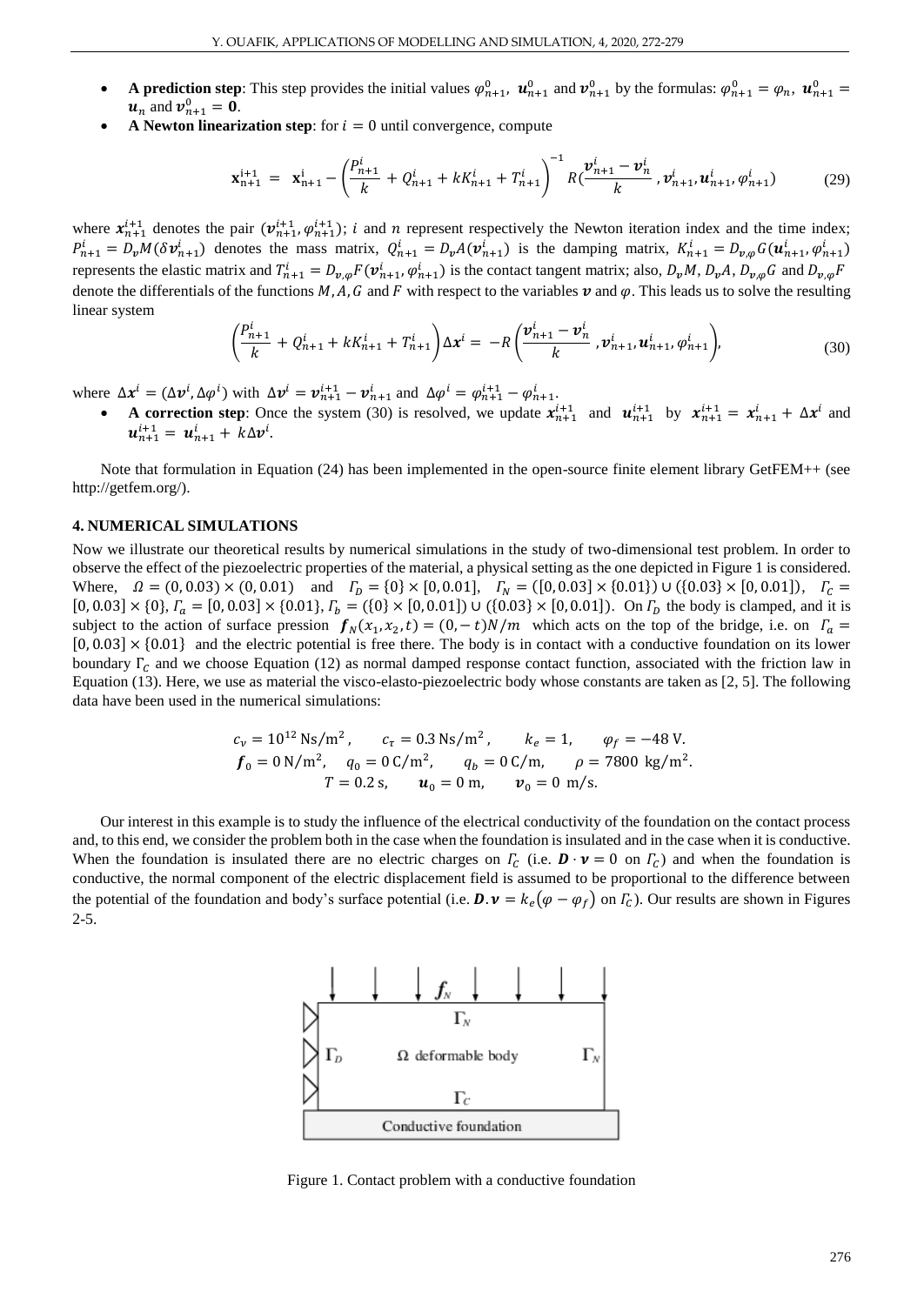- **A prediction step**: This step provides the initial values $\varphi_{n+1}^0$, $\boldsymbol{u}_{n+1}^0$ and $\boldsymbol{v}_{n+1}^0$ by the formulas: $\varphi_{n+1}^0 = \varphi_n$, $\boldsymbol{u}_{n+1}^0 = \boldsymbol{u}_n$ and $\boldsymbol{v}_{n+1}^0 = \boldsymbol{0}$.
- **A Newton linearization step**: for $i = 0$ until convergence, compute

$$\mathbf{x}_{n+1}^{i+1} = \mathbf{x}_{n+1}^{i} - \left(\frac{P_{n+1}^i}{k} + Q_{n+1}^i + kK_{n+1}^i + T_{n+1}^i\right)^{-1} R(\frac{\boldsymbol{v}_{n+1}^i - \boldsymbol{v}_n^i}{k}, \boldsymbol{v}_{n+1}^i, \boldsymbol{u}_{n+1}^i, \varphi_{n+1}^i) \tag{29}$$

where $\boldsymbol{x}_{n+1}^{i+1}$ denotes the pair $(\boldsymbol{v}_{n+1}^{i+1}, \varphi_{n+1}^{i+1})$; $i$ and $n$ represent respectively the Newton iteration index and the time index; $P_{n+1}^i = D_v M(\delta \boldsymbol{v}_{n+1}^i)$ denotes the mass matrix, $Q_{n+1}^i = D_v A(\boldsymbol{v}_{n+1}^i)$ is the damping matrix, $K_{n+1}^i = D_{v,\varphi} G(\boldsymbol{u}_{n+1}^i, \varphi_{n+1}^i)$ represents the elastic matrix and $T_{n+1}^i = D_{v,\varphi} F(\boldsymbol{v}_{n+1}^i, \varphi_{n+1}^i)$ is the contact tangent matrix; also, $D_v M$, $D_v A$, $D_{v,\varphi} G$ and $D_{v,\varphi} F$ denote the differentials of the functions $M, A, G$ and $F$ with respect to the variables $\boldsymbol{v}$ and $\varphi$. This leads us to solve the resulting linear system

$$\left(\frac{P_{n+1}^i}{k} + Q_{n+1}^i + kK_{n+1}^i + T_{n+1}^i\right) \Delta \boldsymbol{x}^i = -R\left(\frac{\boldsymbol{v}_{n+1}^i - \boldsymbol{v}_n^i}{k}, \boldsymbol{v}_{n+1}^i, \boldsymbol{u}_{n+1}^i, \varphi_{n+1}^i\right), \tag{30}$$

where $\Delta \boldsymbol{x}^i = (\Delta \boldsymbol{v}^i, \Delta \varphi^i)$ with $\Delta \boldsymbol{v}^i = \boldsymbol{v}_{n+1}^{i+1} - \boldsymbol{v}_{n+1}^i$ and $\Delta \varphi^i = \varphi_{n+1}^{i+1} - \varphi_{n+1}^i$.

- **A correction step**: Once the system (30) is resolved, we update $\boldsymbol{x}_{n+1}^{i+1}$ and $\boldsymbol{u}_{n+1}^{i+1}$ by $\boldsymbol{x}_{n+1}^{i+1} = \boldsymbol{x}_{n+1}^i + \Delta \boldsymbol{x}^i$ and $\boldsymbol{u}_{n+1}^{i+1} = \boldsymbol{u}_{n+1}^i + k\Delta \boldsymbol{v}^i$.

Note that formulation in Equation (24) has been implemented in the open-source finite element library GetFEM++ (see http://getfem.org/).

## 4. NUMERICAL SIMULATIONS

Now we illustrate our theoretical results by numerical simulations in the study of two-dimensional test problem. In order to observe the effect of the piezoelectric properties of the material, a physical setting as the one depicted in Figure 1 is considered. Where, $\Omega = (0, 0.03) \times (0, 0.01)$ and $\Gamma_D = \{0\} \times [0, 0.01]$, $\Gamma_N = ([0, 0.03] \times \{0.01\}) \cup (\{0.03\} \times [0, 0.01])$, $\Gamma_C = [0, 0.03] \times \{0\}$, $\Gamma_a = [0, 0.03] \times \{0.01\}$, $\Gamma_b = (\{0\} \times [0, 0.01]) \cup (\{0.03\} \times [0, 0.01])$. On $\Gamma_D$ the body is clamped, and it is subject to the action of surface pression $\boldsymbol{f}_N(x_1, x_2, t) = (0, -t)N/m$ which acts on the top of the bridge, i.e. on $\Gamma_a = [0, 0.03] \times \{0.01\}$ and the electric potential is free there. The body is in contact with a conductive foundation on its lower boundary $\Gamma_C$ and we choose Equation (12) as normal damped response contact function, associated with the friction law in Equation (13). Here, we use as material the visco-elasto-piezoelectric body whose constants are taken as [2, 5]. The following data have been used in the numerical simulations:

$$c_\nu = 10^{12}\,\text{Ns/m}^2, \qquad c_\tau = 0.3\,\text{Ns/m}^2, \qquad k_e = 1, \qquad \varphi_f = -48\,\text{V}.$$
$$\boldsymbol{f}_0 = 0\,\text{N/m}^2, \quad q_0 = 0\,\text{C/m}^2, \qquad q_b = 0\,\text{C/m}, \qquad \rho = 7800\ \text{kg/m}^2.$$
$$T = 0.2\,\text{s}, \qquad \boldsymbol{u}_0 = 0\ \text{m}, \qquad \boldsymbol{v}_0 = 0\ \text{m/s}.$$

Our interest in this example is to study the influence of the electrical conductivity of the foundation on the contact process and, to this end, we consider the problem both in the case when the foundation is insulated and in the case when it is conductive. When the foundation is insulated there are no electric charges on $\Gamma_C$ (i.e. $\boldsymbol{D} \cdot \boldsymbol{\nu} = 0$ on $\Gamma_C$) and when the foundation is conductive, the normal component of the electric displacement field is assumed to be proportional to the difference between the potential of the foundation and body's surface potential (i.e. $\boldsymbol{D}.\boldsymbol{\nu} = k_e(\varphi - \varphi_f)$ on $\Gamma_C$). Our results are shown in Figures 2-5.

Figure 1. Contact problem with a conductive foundation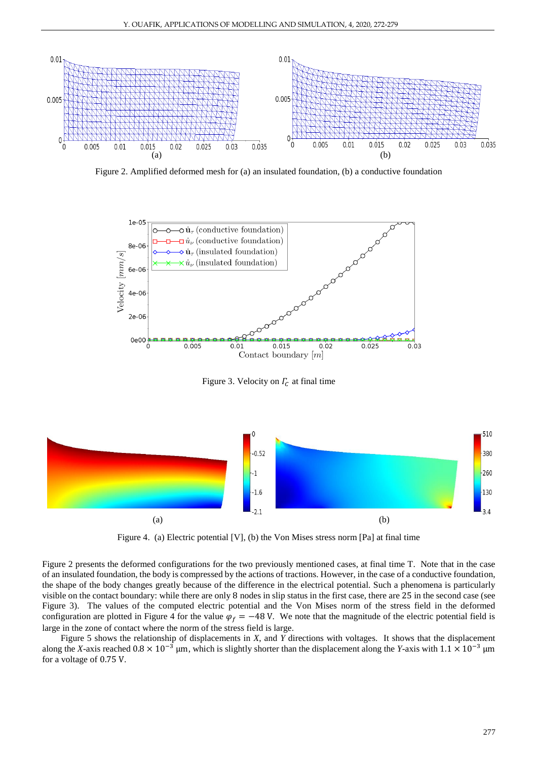Figure 2. Amplified deformed mesh for (a) an insulated foundation, (b) a conductive foundation

Figure 3. Velocity on $\Gamma_c$ at final time

Figure 4. (a) Electric potential [V], (b) the Von Mises stress norm [Pa] at final time

Figure 2 presents the deformed configurations for the two previously mentioned cases, at final time T. Note that in the case of an insulated foundation, the body is compressed by the actions of tractions. However, in the case of a conductive foundation, the shape of the body changes greatly because of the difference in the electrical potential. Such a phenomena is particularly visible on the contact boundary: while there are only 8 nodes in slip status in the first case, there are 25 in the second case (see Figure 3). The values of the computed electric potential and the Von Mises norm of the stress field in the deformed configuration are plotted in Figure 4 for the value $\varphi_f = -48$ V. We note that the magnitude of the electric potential field is large in the zone of contact where the norm of the stress field is large.

Figure 5 shows the relationship of displacements in *X*, and *Y* directions with voltages. It shows that the displacement along the *X*-axis reached $0.8 \times 10^{-3}$ μm, which is slightly shorter than the displacement along the *Y*-axis with $1.1 \times 10^{-3}$ μm for a voltage of 0.75 V.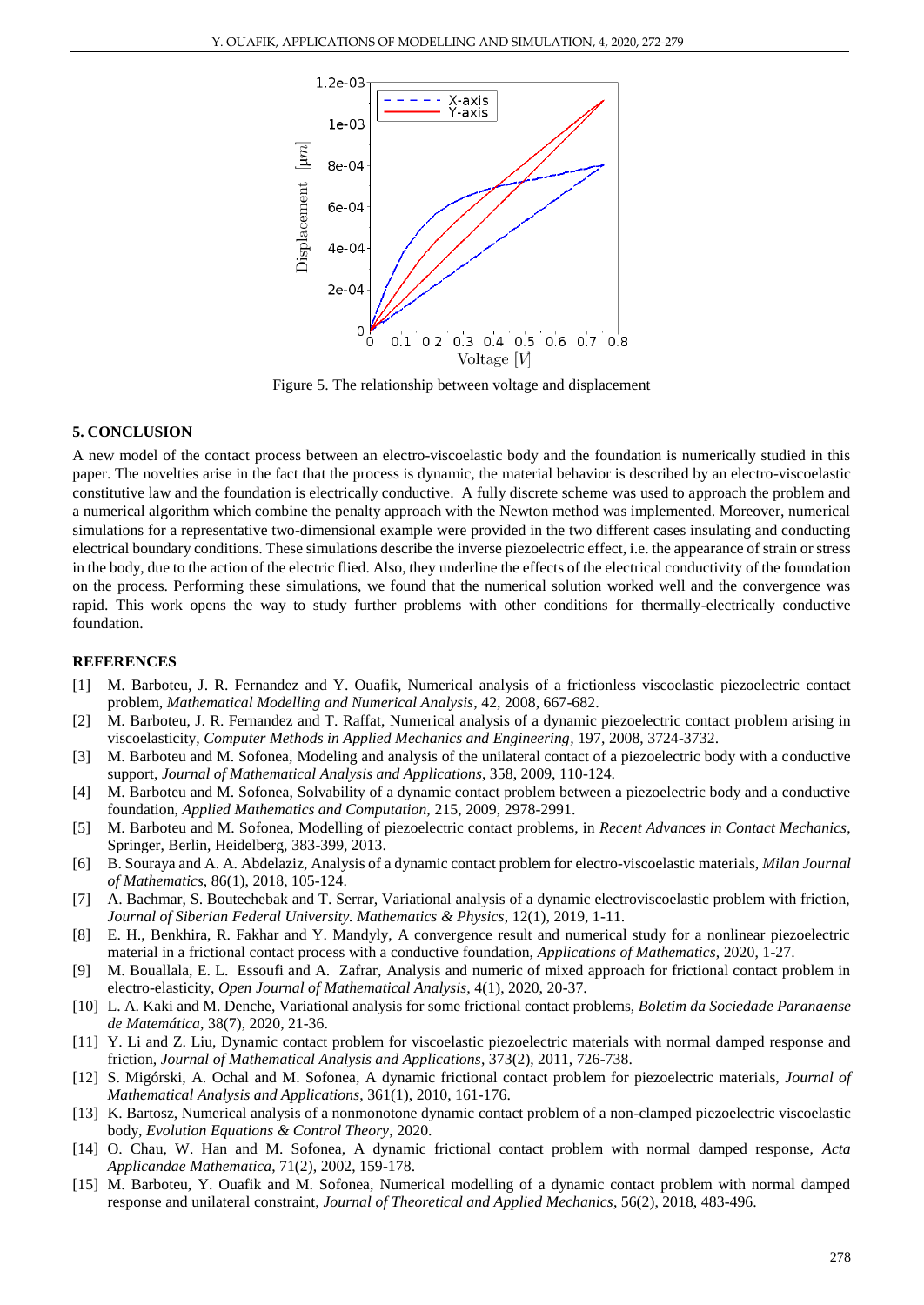Figure 5. The relationship between voltage and displacement

## 5. CONCLUSION

A new model of the contact process between an electro-viscoelastic body and the foundation is numerically studied in this paper. The novelties arise in the fact that the process is dynamic, the material behavior is described by an electro-viscoelastic constitutive law and the foundation is electrically conductive. A fully discrete scheme was used to approach the problem and a numerical algorithm which combine the penalty approach with the Newton method was implemented. Moreover, numerical simulations for a representative two-dimensional example were provided in the two different cases insulating and conducting electrical boundary conditions. These simulations describe the inverse piezoelectric effect, i.e. the appearance of strain or stress in the body, due to the action of the electric flied. Also, they underline the effects of the electrical conductivity of the foundation on the process. Performing these simulations, we found that the numerical solution worked well and the convergence was rapid. This work opens the way to study further problems with other conditions for thermally-electrically conductive foundation.

## REFERENCES

[1] M. Barboteu, J. R. Fernandez and Y. Ouafik, Numerical analysis of a frictionless viscoelastic piezoelectric contact problem, *Mathematical Modelling and Numerical Analysis*, 42, 2008, 667-682.

[2] M. Barboteu, J. R. Fernandez and T. Raffat, Numerical analysis of a dynamic piezoelectric contact problem arising in viscoelasticity, *Computer Methods in Applied Mechanics and Engineering*, 197, 2008, 3724-3732.

[3] M. Barboteu and M. Sofonea, Modeling and analysis of the unilateral contact of a piezoelectric body with a conductive support, *Journal of Mathematical Analysis and Applications*, 358, 2009, 110-124.

[4] M. Barboteu and M. Sofonea, Solvability of a dynamic contact problem between a piezoelectric body and a conductive foundation, *Applied Mathematics and Computation*, 215, 2009, 2978-2991.

[5] M. Barboteu and M. Sofonea, Modelling of piezoelectric contact problems, in *Recent Advances in Contact Mechanics*, Springer, Berlin, Heidelberg, 383-399, 2013.

[6] B. Souraya and A. A. Abdelaziz, Analysis of a dynamic contact problem for electro-viscoelastic materials, *Milan Journal of Mathematics*, 86(1), 2018, 105-124.

[7] A. Bachmar, S. Boutechebak and T. Serrar, Variational analysis of a dynamic electroviscoelastic problem with friction, *Journal of Siberian Federal University. Mathematics & Physics*, 12(1), 2019, 1-11.

[8] E. H., Benkhira, R. Fakhar and Y. Mandyly, A convergence result and numerical study for a nonlinear piezoelectric material in a frictional contact process with a conductive foundation, *Applications of Mathematics*, 2020, 1-27.

[9] M. Bouallala, E. L. Essoufi and A. Zafrar, Analysis and numeric of mixed approach for frictional contact problem in electro-elasticity, *Open Journal of Mathematical Analysis*, 4(1), 2020, 20-37.

[10] L. A. Kaki and M. Denche, Variational analysis for some frictional contact problems, *Boletim da Sociedade Paranaense de Matemática*, 38(7), 2020, 21-36.

[11] Y. Li and Z. Liu, Dynamic contact problem for viscoelastic piezoelectric materials with normal damped response and friction, *Journal of Mathematical Analysis and Applications*, 373(2), 2011, 726-738.

[12] S. Migórski, A. Ochal and M. Sofonea, A dynamic frictional contact problem for piezoelectric materials, *Journal of Mathematical Analysis and Applications*, 361(1), 2010, 161-176.

[13] K. Bartosz, Numerical analysis of a nonmonotone dynamic contact problem of a non-clamped piezoelectric viscoelastic body, *Evolution Equations & Control Theory*, 2020.

[14] O. Chau, W. Han and M. Sofonea, A dynamic frictional contact problem with normal damped response, *Acta Applicandae Mathematica*, 71(2), 2002, 159-178.

[15] M. Barboteu, Y. Ouafik and M. Sofonea, Numerical modelling of a dynamic contact problem with normal damped response and unilateral constraint, *Journal of Theoretical and Applied Mechanics*, 56(2), 2018, 483-496.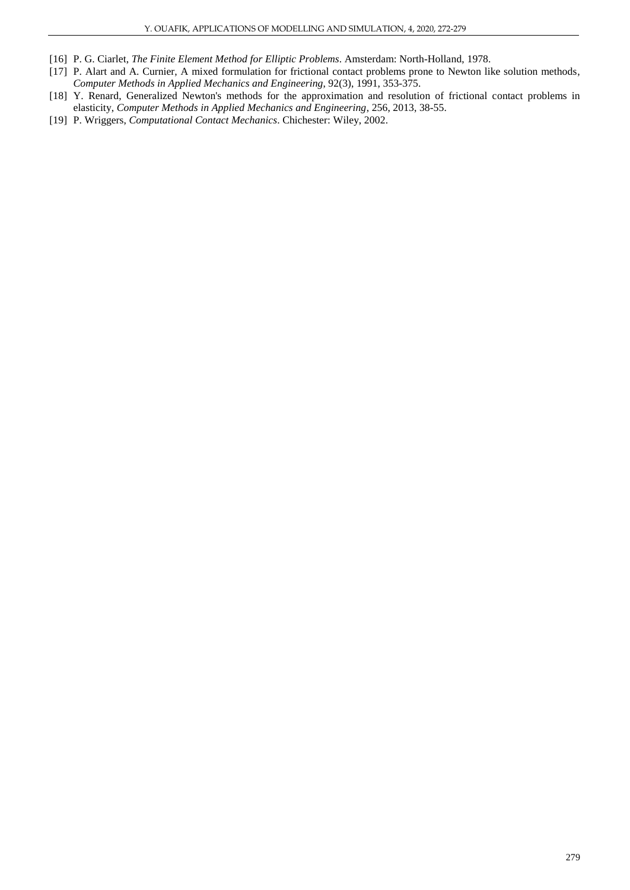[16] P. G. Ciarlet, *The Finite Element Method for Elliptic Problems*. Amsterdam: North-Holland, 1978.

[17] P. Alart and A. Curnier, A mixed formulation for frictional contact problems prone to Newton like solution methods, *Computer Methods in Applied Mechanics and Engineering*, 92(3), 1991, 353-375.

[18] Y. Renard, Generalized Newton's methods for the approximation and resolution of frictional contact problems in elasticity, *Computer Methods in Applied Mechanics and Engineering*, 256, 2013, 38-55.

[19] P. Wriggers, *Computational Contact Mechanics*. Chichester: Wiley, 2002.